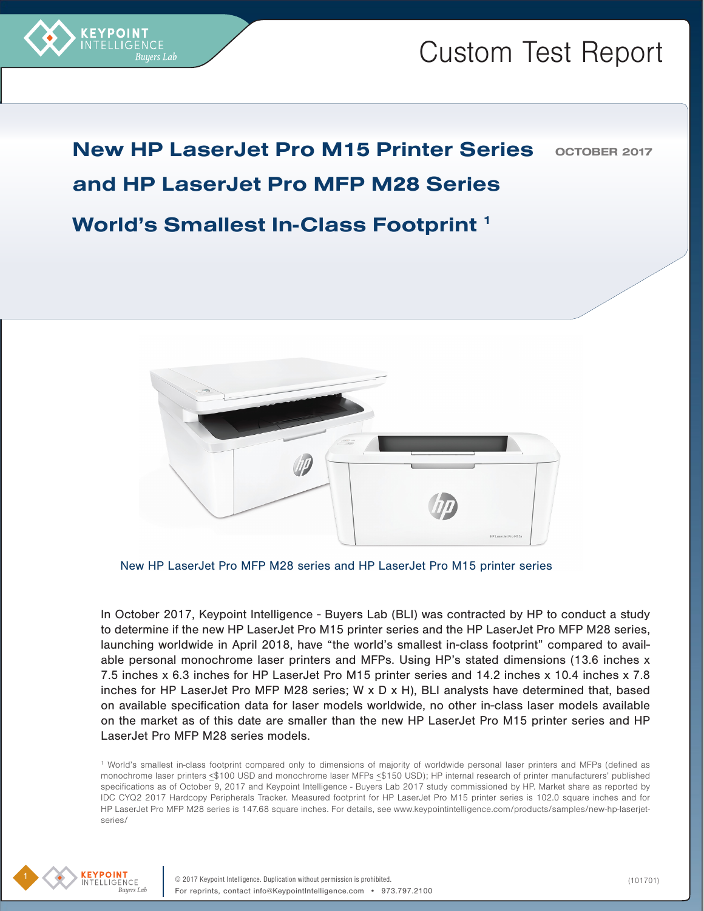Custom Test Report

# New HP LaserJet Pro M15 Printer Series and HP LaserJet Pro MFP M28 Series

**OCTOBER 2017**

## World's Smallest In-Class Footprint [1]

New HP LaserJet Pro MFP M28 series and HP LaserJet Pro M15 printer series

In October 2017, Keypoint Intelligence - Buyers Lab (BLI) was contracted by HP to conduct a study to determine if the new HP LaserJet Pro M15 printer series and the HP LaserJet Pro MFP M28 series, launching worldwide in April 2018, have "the world's smallest in-class footprint" compared to available personal monochrome laser printers and MFPs. Using HP's stated dimensions (13.6 inches x 7.5 inches x 6.3 inches for HP LaserJet Pro M15 printer series and 14.2 inches x 10.4 inches x 7.8 inches for HP LaserJet Pro MFP M28 series; W x D x H), BLI analysts have determined that, based on available specification data for laser models worldwide, no other in-class laser models available on the market as of this date are smaller than the new HP LaserJet Pro M15 printer series and HP LaserJet Pro MFP M28 series models.

[1] World's smallest in-class footprint compared only to dimensions of majority of worldwide personal laser printers and MFPs (defined as monochrome laser printers ≤$100 USD and monochrome laser MFPs ≤$150 USD); HP internal research of printer manufacturers' published specifications as of October 9, 2017 and Keypoint Intelligence - Buyers Lab 2017 study commissioned by HP. Market share as reported by IDC CYQ2 2017 Hardcopy Peripherals Tracker. Measured footprint for HP LaserJet Pro M15 printer series is 102.0 square inches and for HP LaserJet Pro MFP M28 series is 147.68 square inches. For details, see www.keypointintelligence.com/products/samples/new-hp-laserjet-series/

© 2017 Keypoint Intelligence. Duplication without permission is prohibited.
For reprints, contact info@KeypointIntelligence.com • 973.797.2100

(101701)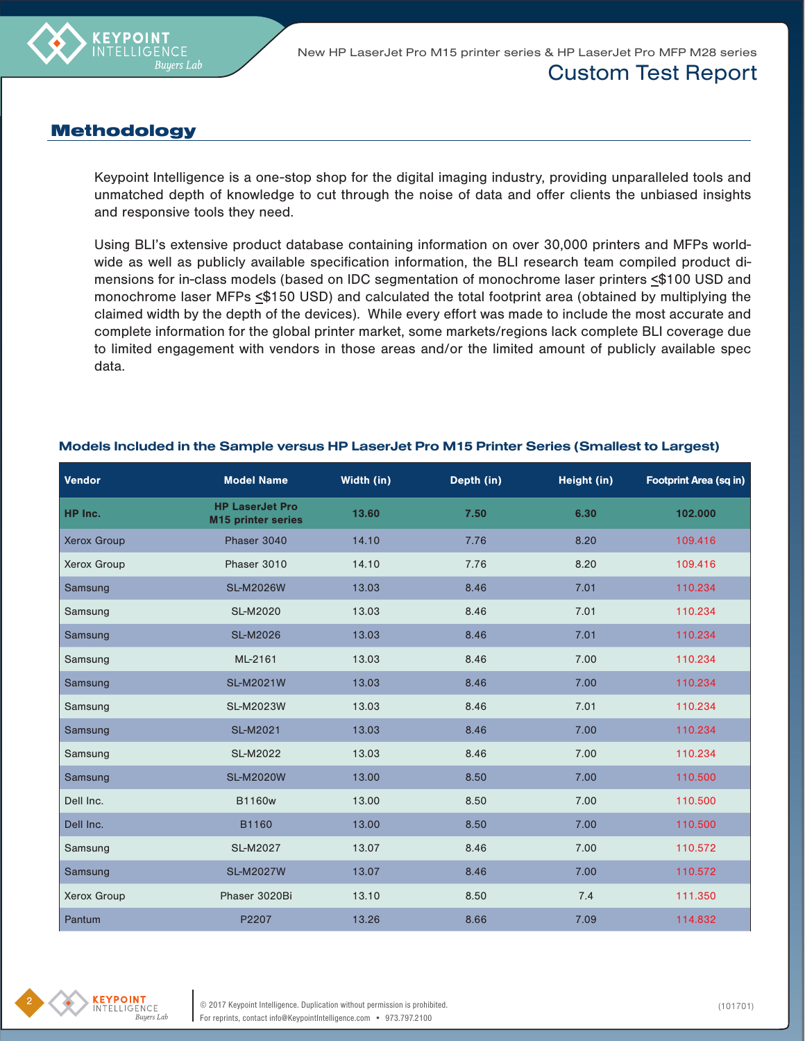## Methodology

Keypoint Intelligence is a one-stop shop for the digital imaging industry, providing unparalleled tools and unmatched depth of knowledge to cut through the noise of data and offer clients the unbiased insights and responsive tools they need.

Using BLI's extensive product database containing information on over 30,000 printers and MFPs worldwide as well as publicly available specification information, the BLI research team compiled product dimensions for in-class models (based on IDC segmentation of monochrome laser printers ≤$100 USD and monochrome laser MFPs ≤$150 USD) and calculated the total footprint area (obtained by multiplying the claimed width by the depth of the devices). While every effort was made to include the most accurate and complete information for the global printer market, some markets/regions lack complete BLI coverage due to limited engagement with vendors in those areas and/or the limited amount of publicly available spec data.

### Models Included in the Sample versus HP LaserJet Pro M15 Printer Series (Smallest to Largest)

| Vendor | Model Name | Width (in) | Depth (in) | Height (in) | Footprint Area (sq in) |
|---|---|---|---|---|---|
| **HP Inc.** | **HP LaserJet Pro M15 printer series** | **13.60** | **7.50** | **6.30** | **102.000** |
| Xerox Group | Phaser 3040 | 14.10 | 7.76 | 8.20 | 109.416 |
| Xerox Group | Phaser 3010 | 14.10 | 7.76 | 8.20 | 109.416 |
| Samsung | SL-M2026W | 13.03 | 8.46 | 7.01 | 110.234 |
| Samsung | SL-M2020 | 13.03 | 8.46 | 7.01 | 110.234 |
| Samsung | SL-M2026 | 13.03 | 8.46 | 7.01 | 110.234 |
| Samsung | ML-2161 | 13.03 | 8.46 | 7.00 | 110.234 |
| Samsung | SL-M2021W | 13.03 | 8.46 | 7.00 | 110.234 |
| Samsung | SL-M2023W | 13.03 | 8.46 | 7.01 | 110.234 |
| Samsung | SL-M2021 | 13.03 | 8.46 | 7.00 | 110.234 |
| Samsung | SL-M2022 | 13.03 | 8.46 | 7.00 | 110.234 |
| Samsung | SL-M2020W | 13.00 | 8.50 | 7.00 | 110.500 |
| Dell Inc. | B1160w | 13.00 | 8.50 | 7.00 | 110.500 |
| Dell Inc. | B1160 | 13.00 | 8.50 | 7.00 | 110.500 |
| Samsung | SL-M2027 | 13.07 | 8.46 | 7.00 | 110.572 |
| Samsung | SL-M2027W | 13.07 | 8.46 | 7.00 | 110.572 |
| Xerox Group | Phaser 3020Bi | 13.10 | 8.50 | 7.4 | 111.350 |
| Pantum | P2207 | 13.26 | 8.66 | 7.09 | 114.832 |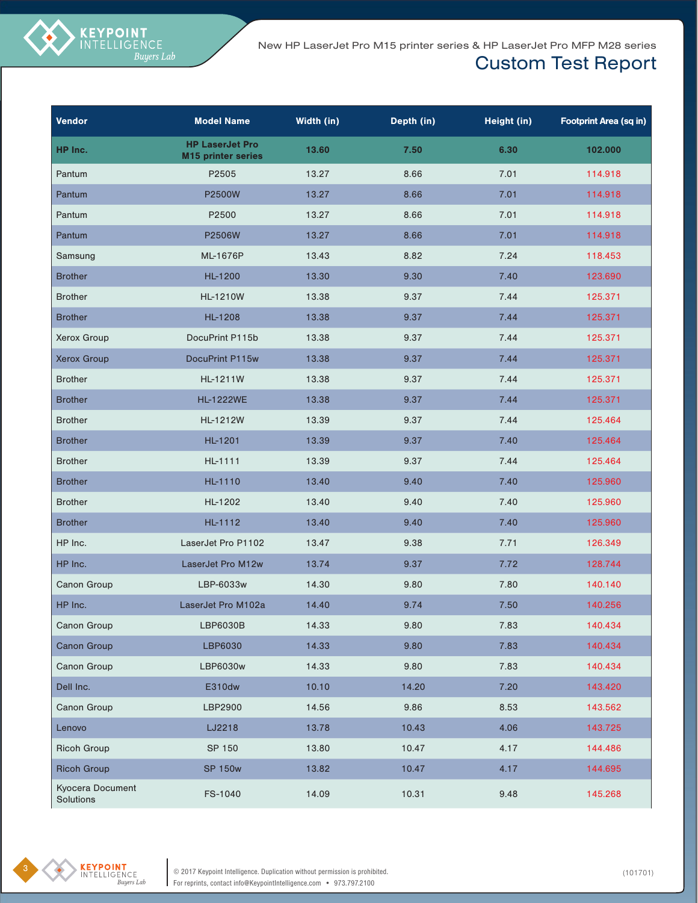| Vendor | Model Name | Width (in) | Depth (in) | Height (in) | Footprint Area (sq in) |
|---|---|---|---|---|---|
| **HP Inc.** | **HP LaserJet Pro M15 printer series** | **13.60** | **7.50** | **6.30** | **102.000** |
| Pantum | P2505 | 13.27 | 8.66 | 7.01 | 114.918 |
| Pantum | P2500W | 13.27 | 8.66 | 7.01 | 114.918 |
| Pantum | P2500 | 13.27 | 8.66 | 7.01 | 114.918 |
| Pantum | P2506W | 13.27 | 8.66 | 7.01 | 114.918 |
| Samsung | ML-1676P | 13.43 | 8.82 | 7.24 | 118.453 |
| Brother | HL-1200 | 13.30 | 9.30 | 7.40 | 123.690 |
| Brother | HL-1210W | 13.38 | 9.37 | 7.44 | 125.371 |
| Brother | HL-1208 | 13.38 | 9.37 | 7.44 | 125.371 |
| Xerox Group | DocuPrint P115b | 13.38 | 9.37 | 7.44 | 125.371 |
| Xerox Group | DocuPrint P115w | 13.38 | 9.37 | 7.44 | 125.371 |
| Brother | HL-1211W | 13.38 | 9.37 | 7.44 | 125.371 |
| Brother | HL-1222WE | 13.38 | 9.37 | 7.44 | 125.371 |
| Brother | HL-1212W | 13.39 | 9.37 | 7.44 | 125.464 |
| Brother | HL-1201 | 13.39 | 9.37 | 7.40 | 125.464 |
| Brother | HL-1111 | 13.39 | 9.37 | 7.44 | 125.464 |
| Brother | HL-1110 | 13.40 | 9.40 | 7.40 | 125.960 |
| Brother | HL-1202 | 13.40 | 9.40 | 7.40 | 125.960 |
| Brother | HL-1112 | 13.40 | 9.40 | 7.40 | 125.960 |
| HP Inc. | LaserJet Pro P1102 | 13.47 | 9.38 | 7.71 | 126.349 |
| HP Inc. | LaserJet Pro M12w | 13.74 | 9.37 | 7.72 | 128.744 |
| Canon Group | LBP-6033w | 14.30 | 9.80 | 7.80 | 140.140 |
| HP Inc. | LaserJet Pro M102a | 14.40 | 9.74 | 7.50 | 140.256 |
| Canon Group | LBP6030B | 14.33 | 9.80 | 7.83 | 140.434 |
| Canon Group | LBP6030 | 14.33 | 9.80 | 7.83 | 140.434 |
| Canon Group | LBP6030w | 14.33 | 9.80 | 7.83 | 140.434 |
| Dell Inc. | E310dw | 10.10 | 14.20 | 7.20 | 143.420 |
| Canon Group | LBP2900 | 14.56 | 9.86 | 8.53 | 143.562 |
| Lenovo | LJ2218 | 13.78 | 10.43 | 4.06 | 143.725 |
| Ricoh Group | SP 150 | 13.80 | 10.47 | 4.17 | 144.486 |
| Ricoh Group | SP 150w | 13.82 | 10.47 | 4.17 | 144.695 |
| Kyocera Document Solutions | FS-1040 | 14.09 | 10.31 | 9.48 | 145.268 |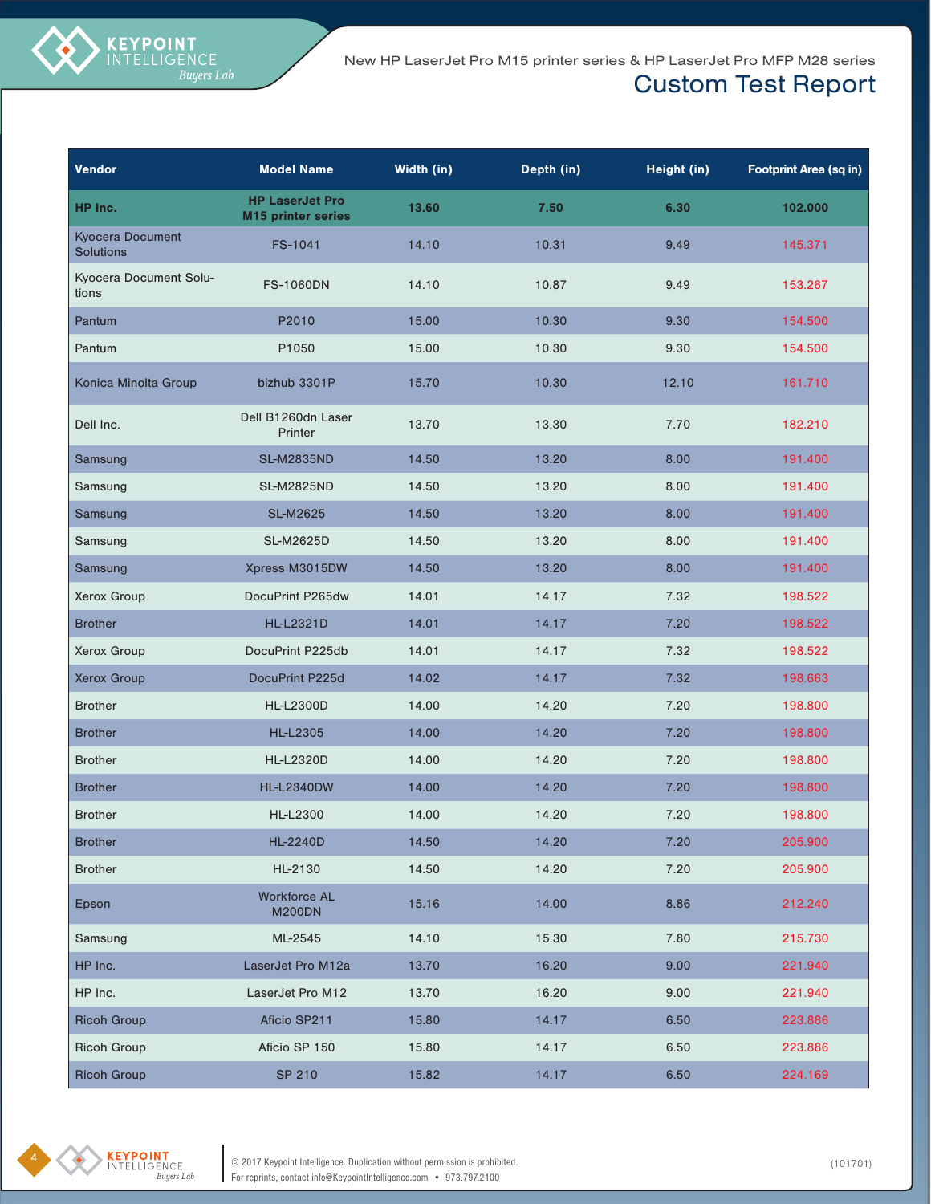| Vendor | Model Name | Width (in) | Depth (in) | Height (in) | Footprint Area (sq in) |
|---|---|---|---|---|---|
| **HP Inc.** | **HP LaserJet Pro M15 printer series** | **13.60** | **7.50** | **6.30** | **102.000** |
| Kyocera Document Solutions | FS-1041 | 14.10 | 10.31 | 9.49 | 145.371 |
| Kyocera Document Solutions | FS-1060DN | 14.10 | 10.87 | 9.49 | 153.267 |
| Pantum | P2010 | 15.00 | 10.30 | 9.30 | 154.500 |
| Pantum | P1050 | 15.00 | 10.30 | 9.30 | 154.500 |
| Konica Minolta Group | bizhub 3301P | 15.70 | 10.30 | 12.10 | 161.710 |
| Dell Inc. | Dell B1260dn Laser Printer | 13.70 | 13.30 | 7.70 | 182.210 |
| Samsung | SL-M2835ND | 14.50 | 13.20 | 8.00 | 191.400 |
| Samsung | SL-M2825ND | 14.50 | 13.20 | 8.00 | 191.400 |
| Samsung | SL-M2625 | 14.50 | 13.20 | 8.00 | 191.400 |
| Samsung | SL-M2625D | 14.50 | 13.20 | 8.00 | 191.400 |
| Samsung | Xpress M3015DW | 14.50 | 13.20 | 8.00 | 191.400 |
| Xerox Group | DocuPrint P265dw | 14.01 | 14.17 | 7.32 | 198.522 |
| Brother | HL-L2321D | 14.01 | 14.17 | 7.20 | 198.522 |
| Xerox Group | DocuPrint P225db | 14.01 | 14.17 | 7.32 | 198.522 |
| Xerox Group | DocuPrint P225d | 14.02 | 14.17 | 7.32 | 198.663 |
| Brother | HL-L2300D | 14.00 | 14.20 | 7.20 | 198.800 |
| Brother | HL-L2305 | 14.00 | 14.20 | 7.20 | 198.800 |
| Brother | HL-L2320D | 14.00 | 14.20 | 7.20 | 198.800 |
| Brother | HL-L2340DW | 14.00 | 14.20 | 7.20 | 198.800 |
| Brother | HL-L2300 | 14.00 | 14.20 | 7.20 | 198.800 |
| Brother | HL-2240D | 14.50 | 14.20 | 7.20 | 205.900 |
| Brother | HL-2130 | 14.50 | 14.20 | 7.20 | 205.900 |
| Epson | Workforce AL M200DN | 15.16 | 14.00 | 8.86 | 212.240 |
| Samsung | ML-2545 | 14.10 | 15.30 | 7.80 | 215.730 |
| HP Inc. | LaserJet Pro M12a | 13.70 | 16.20 | 9.00 | 221.940 |
| HP Inc. | LaserJet Pro M12 | 13.70 | 16.20 | 9.00 | 221.940 |
| Ricoh Group | Aficio SP211 | 15.80 | 14.17 | 6.50 | 223.886 |
| Ricoh Group | Aficio SP 150 | 15.80 | 14.17 | 6.50 | 223.886 |
| Ricoh Group | SP 210 | 15.82 | 14.17 | 6.50 | 224.169 |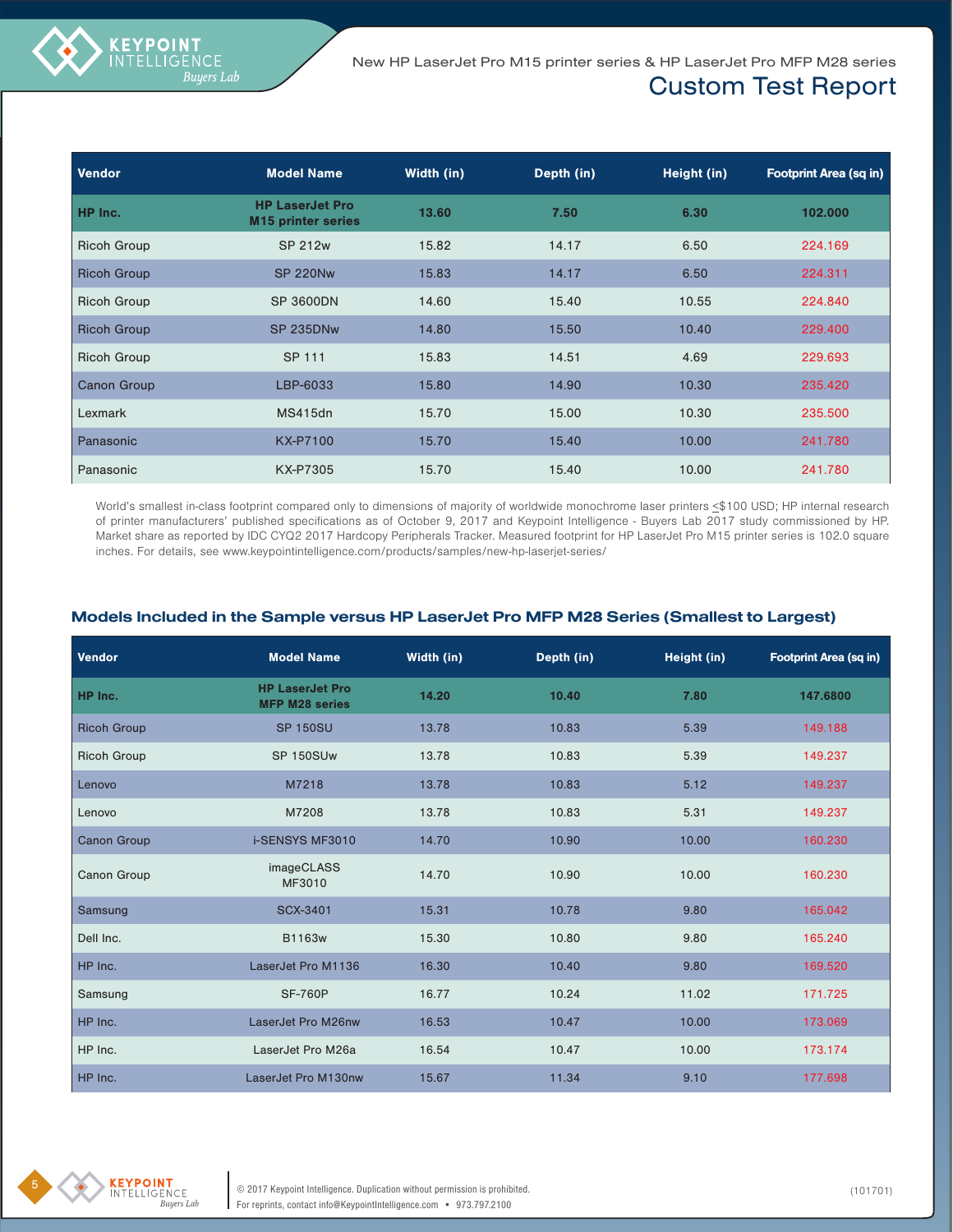| Vendor | Model Name | Width (in) | Depth (in) | Height (in) | Footprint Area (sq in) |
|---|---|---|---|---|---|
| **HP Inc.** | **HP LaserJet Pro M15 printer series** | **13.60** | **7.50** | **6.30** | **102.000** |
| Ricoh Group | SP 212w | 15.82 | 14.17 | 6.50 | 224.169 |
| Ricoh Group | SP 220Nw | 15.83 | 14.17 | 6.50 | 224.311 |
| Ricoh Group | SP 3600DN | 14.60 | 15.40 | 10.55 | 224.840 |
| Ricoh Group | SP 235DNw | 14.80 | 15.50 | 10.40 | 229.400 |
| Ricoh Group | SP 111 | 15.83 | 14.51 | 4.69 | 229.693 |
| Canon Group | LBP-6033 | 15.80 | 14.90 | 10.30 | 235.420 |
| Lexmark | MS415dn | 15.70 | 15.00 | 10.30 | 235.500 |
| Panasonic | KX-P7100 | 15.70 | 15.40 | 10.00 | 241.780 |
| Panasonic | KX-P7305 | 15.70 | 15.40 | 10.00 | 241.780 |

World's smallest in-class footprint compared only to dimensions of majority of worldwide monochrome laser printers ≤$100 USD; HP internal research of printer manufacturers' published specifications as of October 9, 2017 and Keypoint Intelligence - Buyers Lab 2017 study commissioned by HP. Market share as reported by IDC CYQ2 2017 Hardcopy Peripherals Tracker. Measured footprint for HP LaserJet Pro M15 printer series is 102.0 square inches. For details, see www.keypointintelligence.com/products/samples/new-hp-laserjet-series/

## Models Included in the Sample versus HP LaserJet Pro MFP M28 Series (Smallest to Largest)

| Vendor | Model Name | Width (in) | Depth (in) | Height (in) | Footprint Area (sq in) |
|---|---|---|---|---|---|
| **HP Inc.** | **HP LaserJet Pro MFP M28 series** | **14.20** | **10.40** | **7.80** | **147.6800** |
| Ricoh Group | SP 150SU | 13.78 | 10.83 | 5.39 | 149.188 |
| Ricoh Group | SP 150SUw | 13.78 | 10.83 | 5.39 | 149.237 |
| Lenovo | M7218 | 13.78 | 10.83 | 5.12 | 149.237 |
| Lenovo | M7208 | 13.78 | 10.83 | 5.31 | 149.237 |
| Canon Group | i-SENSYS MF3010 | 14.70 | 10.90 | 10.00 | 160.230 |
| Canon Group | imageCLASS MF3010 | 14.70 | 10.90 | 10.00 | 160.230 |
| Samsung | SCX-3401 | 15.31 | 10.78 | 9.80 | 165.042 |
| Dell Inc. | B1163w | 15.30 | 10.80 | 9.80 | 165.240 |
| HP Inc. | LaserJet Pro M1136 | 16.30 | 10.40 | 9.80 | 169.520 |
| Samsung | SF-760P | 16.77 | 10.24 | 11.02 | 171.725 |
| HP Inc. | LaserJet Pro M26nw | 16.53 | 10.47 | 10.00 | 173.069 |
| HP Inc. | LaserJet Pro M26a | 16.54 | 10.47 | 10.00 | 173.174 |
| HP Inc. | LaserJet Pro M130nw | 15.67 | 11.34 | 9.10 | 177.698 |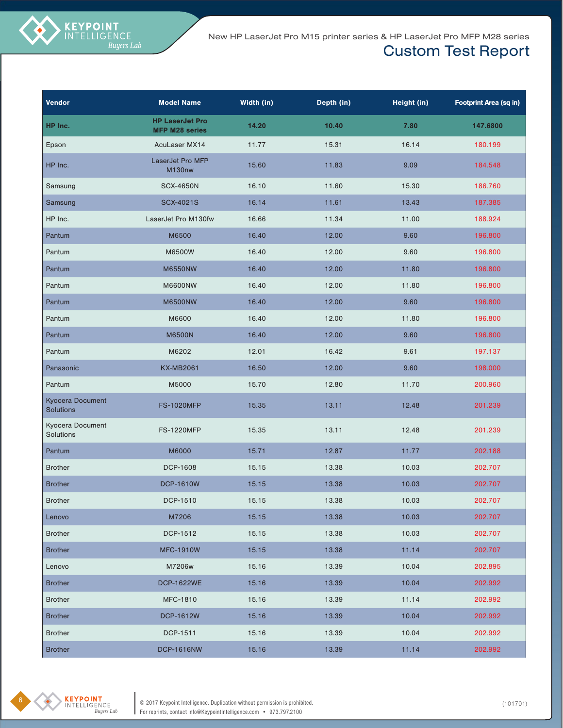| Vendor | Model Name | Width (in) | Depth (in) | Height (in) | Footprint Area (sq in) |
|---|---|---|---|---|---|
| **HP Inc.** | **HP LaserJet Pro MFP M28 series** | **14.20** | **10.40** | **7.80** | **147.6800** |
| Epson | AcuLaser MX14 | 11.77 | 15.31 | 16.14 | 180.199 |
| HP Inc. | LaserJet Pro MFP M130nw | 15.60 | 11.83 | 9.09 | 184.548 |
| Samsung | SCX-4650N | 16.10 | 11.60 | 15.30 | 186.760 |
| Samsung | SCX-4021S | 16.14 | 11.61 | 13.43 | 187.385 |
| HP Inc. | LaserJet Pro M130fw | 16.66 | 11.34 | 11.00 | 188.924 |
| Pantum | M6500 | 16.40 | 12.00 | 9.60 | 196.800 |
| Pantum | M6500W | 16.40 | 12.00 | 9.60 | 196.800 |
| Pantum | M6550NW | 16.40 | 12.00 | 11.80 | 196.800 |
| Pantum | M6600NW | 16.40 | 12.00 | 11.80 | 196.800 |
| Pantum | M6500NW | 16.40 | 12.00 | 9.60 | 196.800 |
| Pantum | M6600 | 16.40 | 12.00 | 11.80 | 196.800 |
| Pantum | M6500N | 16.40 | 12.00 | 9.60 | 196.800 |
| Pantum | M6202 | 12.01 | 16.42 | 9.61 | 197.137 |
| Panasonic | KX-MB2061 | 16.50 | 12.00 | 9.60 | 198.000 |
| Pantum | M5000 | 15.70 | 12.80 | 11.70 | 200.960 |
| Kyocera Document Solutions | FS-1020MFP | 15.35 | 13.11 | 12.48 | 201.239 |
| Kyocera Document Solutions | FS-1220MFP | 15.35 | 13.11 | 12.48 | 201.239 |
| Pantum | M6000 | 15.71 | 12.87 | 11.77 | 202.188 |
| Brother | DCP-1608 | 15.15 | 13.38 | 10.03 | 202.707 |
| Brother | DCP-1610W | 15.15 | 13.38 | 10.03 | 202.707 |
| Brother | DCP-1510 | 15.15 | 13.38 | 10.03 | 202.707 |
| Lenovo | M7206 | 15.15 | 13.38 | 10.03 | 202.707 |
| Brother | DCP-1512 | 15.15 | 13.38 | 10.03 | 202.707 |
| Brother | MFC-1910W | 15.15 | 13.38 | 11.14 | 202.707 |
| Lenovo | M7206w | 15.16 | 13.39 | 10.04 | 202.895 |
| Brother | DCP-1622WE | 15.16 | 13.39 | 10.04 | 202.992 |
| Brother | MFC-1810 | 15.16 | 13.39 | 11.14 | 202.992 |
| Brother | DCP-1612W | 15.16 | 13.39 | 10.04 | 202.992 |
| Brother | DCP-1511 | 15.16 | 13.39 | 10.04 | 202.992 |
| Brother | DCP-1616NW | 15.16 | 13.39 | 11.14 | 202.992 |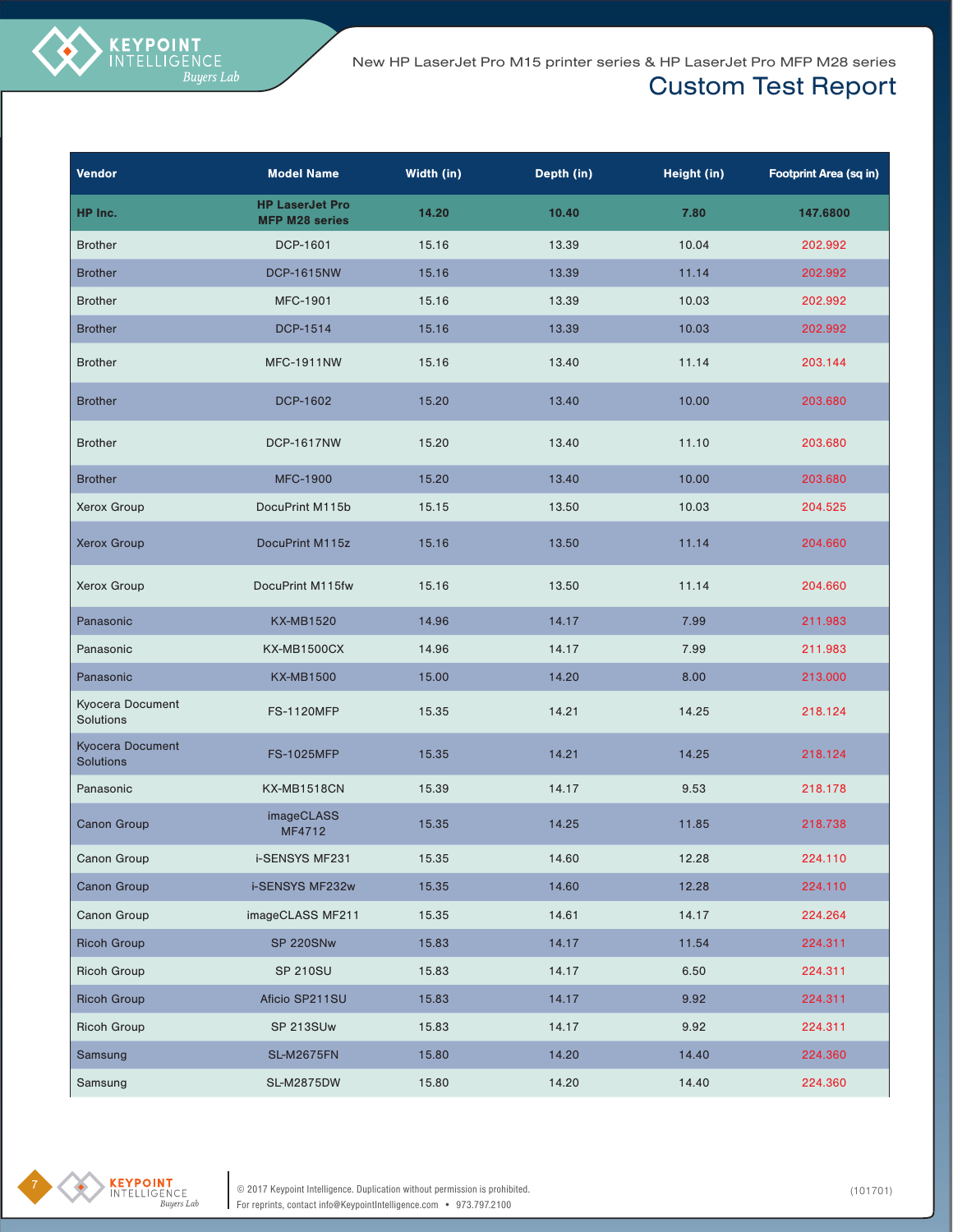| Vendor | Model Name | Width (in) | Depth (in) | Height (in) | Footprint Area (sq in) |
|---|---|---|---|---|---|
| **HP Inc.** | **HP LaserJet Pro MFP M28 series** | **14.20** | **10.40** | **7.80** | **147.6800** |
| Brother | DCP-1601 | 15.16 | 13.39 | 10.04 | 202.992 |
| Brother | DCP-1615NW | 15.16 | 13.39 | 11.14 | 202.992 |
| Brother | MFC-1901 | 15.16 | 13.39 | 10.03 | 202.992 |
| Brother | DCP-1514 | 15.16 | 13.39 | 10.03 | 202.992 |
| Brother | MFC-1911NW | 15.16 | 13.40 | 11.14 | 203.144 |
| Brother | DCP-1602 | 15.20 | 13.40 | 10.00 | 203.680 |
| Brother | DCP-1617NW | 15.20 | 13.40 | 11.10 | 203.680 |
| Brother | MFC-1900 | 15.20 | 13.40 | 10.00 | 203.680 |
| Xerox Group | DocuPrint M115b | 15.15 | 13.50 | 10.03 | 204.525 |
| Xerox Group | DocuPrint M115z | 15.16 | 13.50 | 11.14 | 204.660 |
| Xerox Group | DocuPrint M115fw | 15.16 | 13.50 | 11.14 | 204.660 |
| Panasonic | KX-MB1520 | 14.96 | 14.17 | 7.99 | 211.983 |
| Panasonic | KX-MB1500CX | 14.96 | 14.17 | 7.99 | 211.983 |
| Panasonic | KX-MB1500 | 15.00 | 14.20 | 8.00 | 213.000 |
| Kyocera Document Solutions | FS-1120MFP | 15.35 | 14.21 | 14.25 | 218.124 |
| Kyocera Document Solutions | FS-1025MFP | 15.35 | 14.21 | 14.25 | 218.124 |
| Panasonic | KX-MB1518CN | 15.39 | 14.17 | 9.53 | 218.178 |
| Canon Group | imageCLASS MF4712 | 15.35 | 14.25 | 11.85 | 218.738 |
| Canon Group | i-SENSYS MF231 | 15.35 | 14.60 | 12.28 | 224.110 |
| Canon Group | i-SENSYS MF232w | 15.35 | 14.60 | 12.28 | 224.110 |
| Canon Group | imageCLASS MF211 | 15.35 | 14.61 | 14.17 | 224.264 |
| Ricoh Group | SP 220SNw | 15.83 | 14.17 | 11.54 | 224.311 |
| Ricoh Group | SP 210SU | 15.83 | 14.17 | 6.50 | 224.311 |
| Ricoh Group | Aficio SP211SU | 15.83 | 14.17 | 9.92 | 224.311 |
| Ricoh Group | SP 213SUw | 15.83 | 14.17 | 9.92 | 224.311 |
| Samsung | SL-M2675FN | 15.80 | 14.20 | 14.40 | 224.360 |
| Samsung | SL-M2875DW | 15.80 | 14.20 | 14.40 | 224.360 |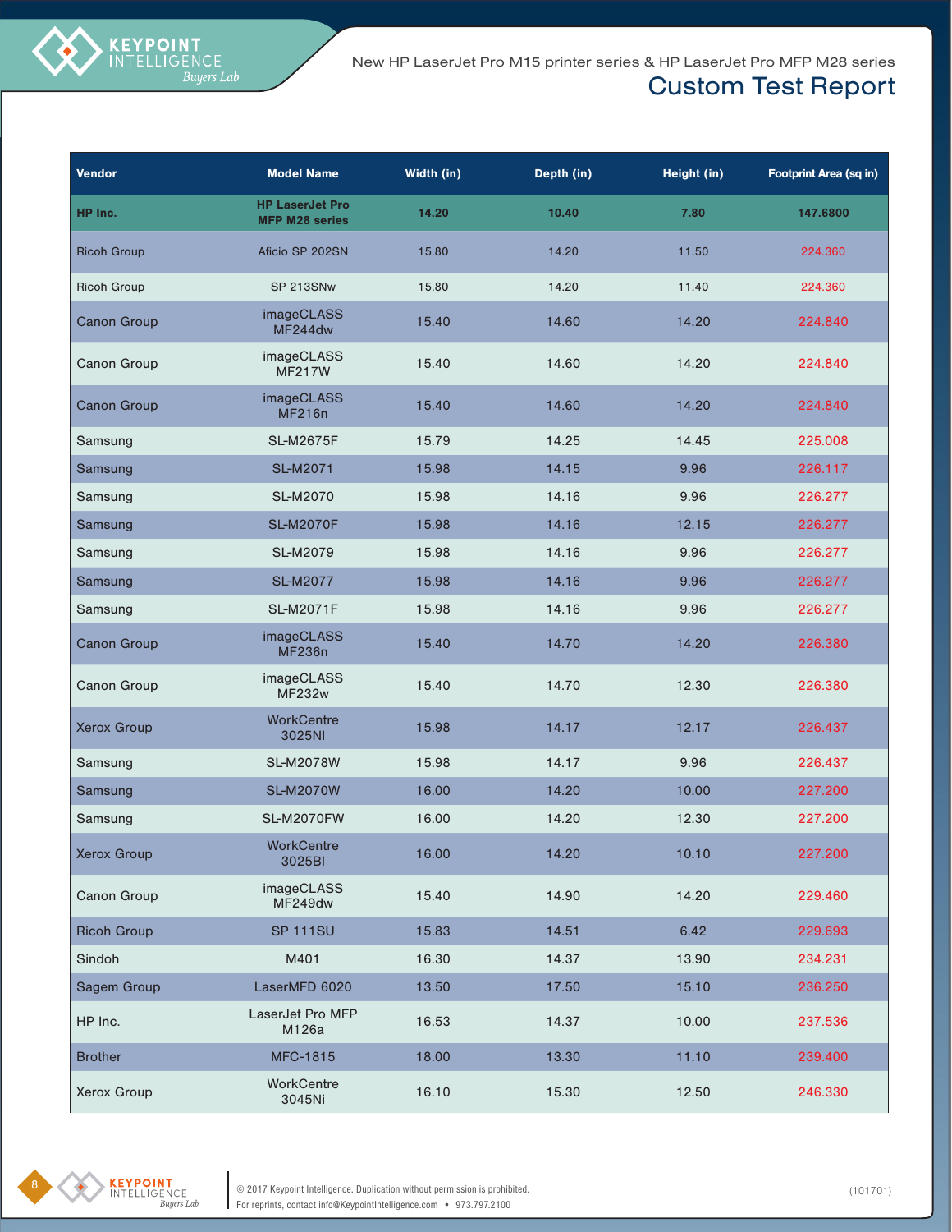| Vendor | Model Name | Width (in) | Depth (in) | Height (in) | Footprint Area (sq in) |
|---|---|---|---|---|---|
| **HP Inc.** | **HP LaserJet Pro MFP M28 series** | **14.20** | **10.40** | **7.80** | **147.6800** |
| Ricoh Group | Aficio SP 202SN | 15.80 | 14.20 | 11.50 | 224.360 |
| Ricoh Group | SP 213SNw | 15.80 | 14.20 | 11.40 | 224.360 |
| Canon Group | imageCLASS MF244dw | 15.40 | 14.60 | 14.20 | 224.840 |
| Canon Group | imageCLASS MF217W | 15.40 | 14.60 | 14.20 | 224.840 |
| Canon Group | imageCLASS MF216n | 15.40 | 14.60 | 14.20 | 224.840 |
| Samsung | SL-M2675F | 15.79 | 14.25 | 14.45 | 225.008 |
| Samsung | SL-M2071 | 15.98 | 14.15 | 9.96 | 226.117 |
| Samsung | SL-M2070 | 15.98 | 14.16 | 9.96 | 226.277 |
| Samsung | SL-M2070F | 15.98 | 14.16 | 12.15 | 226.277 |
| Samsung | SL-M2079 | 15.98 | 14.16 | 9.96 | 226.277 |
| Samsung | SL-M2077 | 15.98 | 14.16 | 9.96 | 226.277 |
| Samsung | SL-M2071F | 15.98 | 14.16 | 9.96 | 226.277 |
| Canon Group | imageCLASS MF236n | 15.40 | 14.70 | 14.20 | 226.380 |
| Canon Group | imageCLASS MF232w | 15.40 | 14.70 | 12.30 | 226.380 |
| Xerox Group | WorkCentre 3025NI | 15.98 | 14.17 | 12.17 | 226.437 |
| Samsung | SL-M2078W | 15.98 | 14.17 | 9.96 | 226.437 |
| Samsung | SL-M2070W | 16.00 | 14.20 | 10.00 | 227.200 |
| Samsung | SL-M2070FW | 16.00 | 14.20 | 12.30 | 227.200 |
| Xerox Group | WorkCentre 3025BI | 16.00 | 14.20 | 10.10 | 227.200 |
| Canon Group | imageCLASS MF249dw | 15.40 | 14.90 | 14.20 | 229.460 |
| Ricoh Group | SP 111SU | 15.83 | 14.51 | 6.42 | 229.693 |
| Sindoh | M401 | 16.30 | 14.37 | 13.90 | 234.231 |
| Sagem Group | LaserMFD 6020 | 13.50 | 17.50 | 15.10 | 236.250 |
| HP Inc. | LaserJet Pro MFP M126a | 16.53 | 14.37 | 10.00 | 237.536 |
| Brother | MFC-1815 | 18.00 | 13.30 | 11.10 | 239.400 |
| Xerox Group | WorkCentre 3045Ni | 16.10 | 15.30 | 12.50 | 246.330 |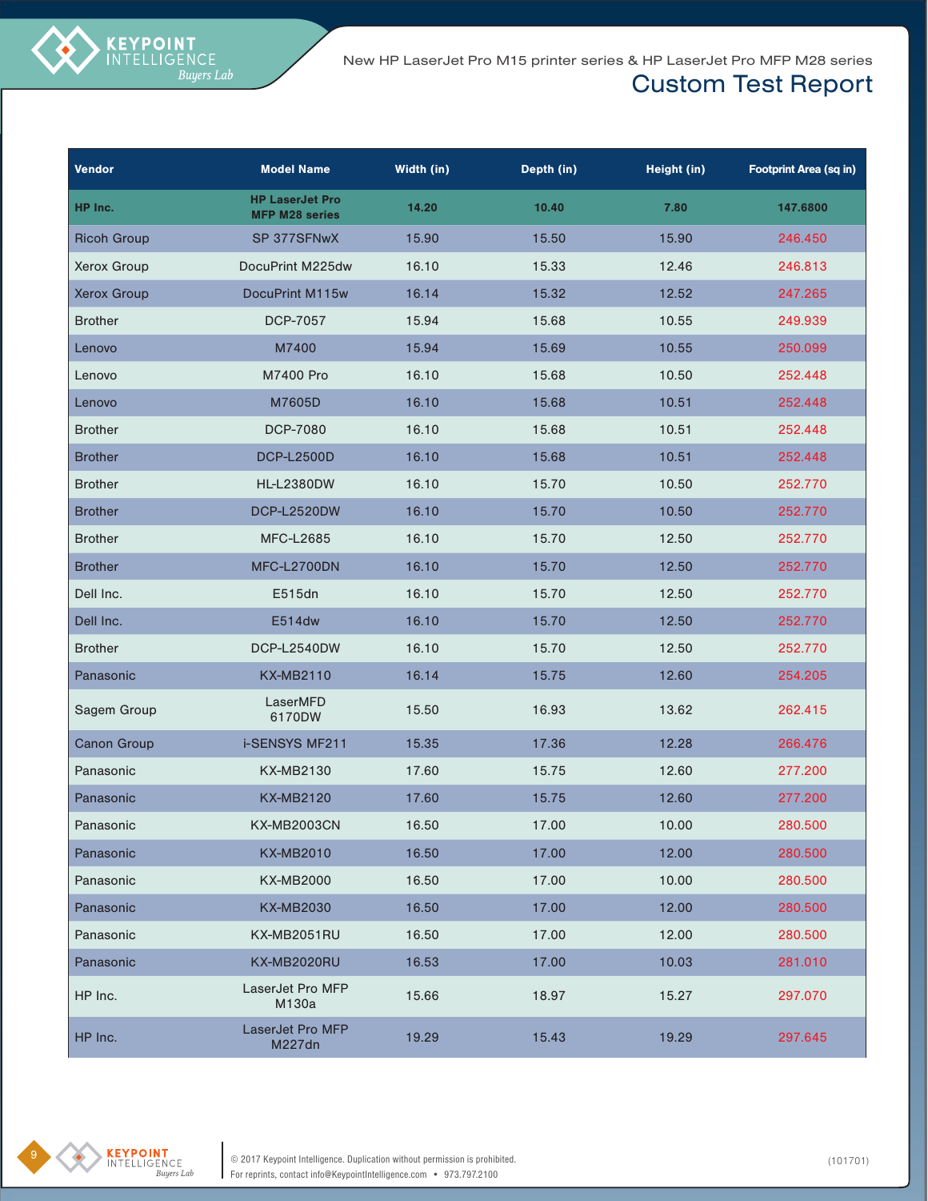| Vendor | Model Name | Width (in) | Depth (in) | Height (in) | Footprint Area (sq in) |
|---|---|---|---|---|---|
| **HP Inc.** | **HP LaserJet Pro MFP M28 series** | **14.20** | **10.40** | **7.80** | **147.6800** |
| Ricoh Group | SP 377SFNwX | 15.90 | 15.50 | 15.90 | 246.450 |
| Xerox Group | DocuPrint M225dw | 16.10 | 15.33 | 12.46 | 246.813 |
| Xerox Group | DocuPrint M115w | 16.14 | 15.32 | 12.52 | 247.265 |
| Brother | DCP-7057 | 15.94 | 15.68 | 10.55 | 249.939 |
| Lenovo | M7400 | 15.94 | 15.69 | 10.55 | 250.099 |
| Lenovo | M7400 Pro | 16.10 | 15.68 | 10.50 | 252.448 |
| Lenovo | M7605D | 16.10 | 15.68 | 10.51 | 252.448 |
| Brother | DCP-7080 | 16.10 | 15.68 | 10.51 | 252.448 |
| Brother | DCP-L2500D | 16.10 | 15.68 | 10.51 | 252.448 |
| Brother | HL-L2380DW | 16.10 | 15.70 | 10.50 | 252.770 |
| Brother | DCP-L2520DW | 16.10 | 15.70 | 10.50 | 252.770 |
| Brother | MFC-L2685 | 16.10 | 15.70 | 12.50 | 252.770 |
| Brother | MFC-L2700DN | 16.10 | 15.70 | 12.50 | 252.770 |
| Dell Inc. | E515dn | 16.10 | 15.70 | 12.50 | 252.770 |
| Dell Inc. | E514dw | 16.10 | 15.70 | 12.50 | 252.770 |
| Brother | DCP-L2540DW | 16.10 | 15.70 | 12.50 | 252.770 |
| Panasonic | KX-MB2110 | 16.14 | 15.75 | 12.60 | 254.205 |
| Sagem Group | LaserMFD 6170DW | 15.50 | 16.93 | 13.62 | 262.415 |
| Canon Group | i-SENSYS MF211 | 15.35 | 17.36 | 12.28 | 266.476 |
| Panasonic | KX-MB2130 | 17.60 | 15.75 | 12.60 | 277.200 |
| Panasonic | KX-MB2120 | 17.60 | 15.75 | 12.60 | 277.200 |
| Panasonic | KX-MB2003CN | 16.50 | 17.00 | 10.00 | 280.500 |
| Panasonic | KX-MB2010 | 16.50 | 17.00 | 12.00 | 280.500 |
| Panasonic | KX-MB2000 | 16.50 | 17.00 | 10.00 | 280.500 |
| Panasonic | KX-MB2030 | 16.50 | 17.00 | 12.00 | 280.500 |
| Panasonic | KX-MB2051RU | 16.50 | 17.00 | 12.00 | 280.500 |
| Panasonic | KX-MB2020RU | 16.53 | 17.00 | 10.03 | 281.010 |
| HP Inc. | LaserJet Pro MFP M130a | 15.66 | 18.97 | 15.27 | 297.070 |
| HP Inc. | LaserJet Pro MFP M227dn | 19.29 | 15.43 | 19.29 | 297.645 |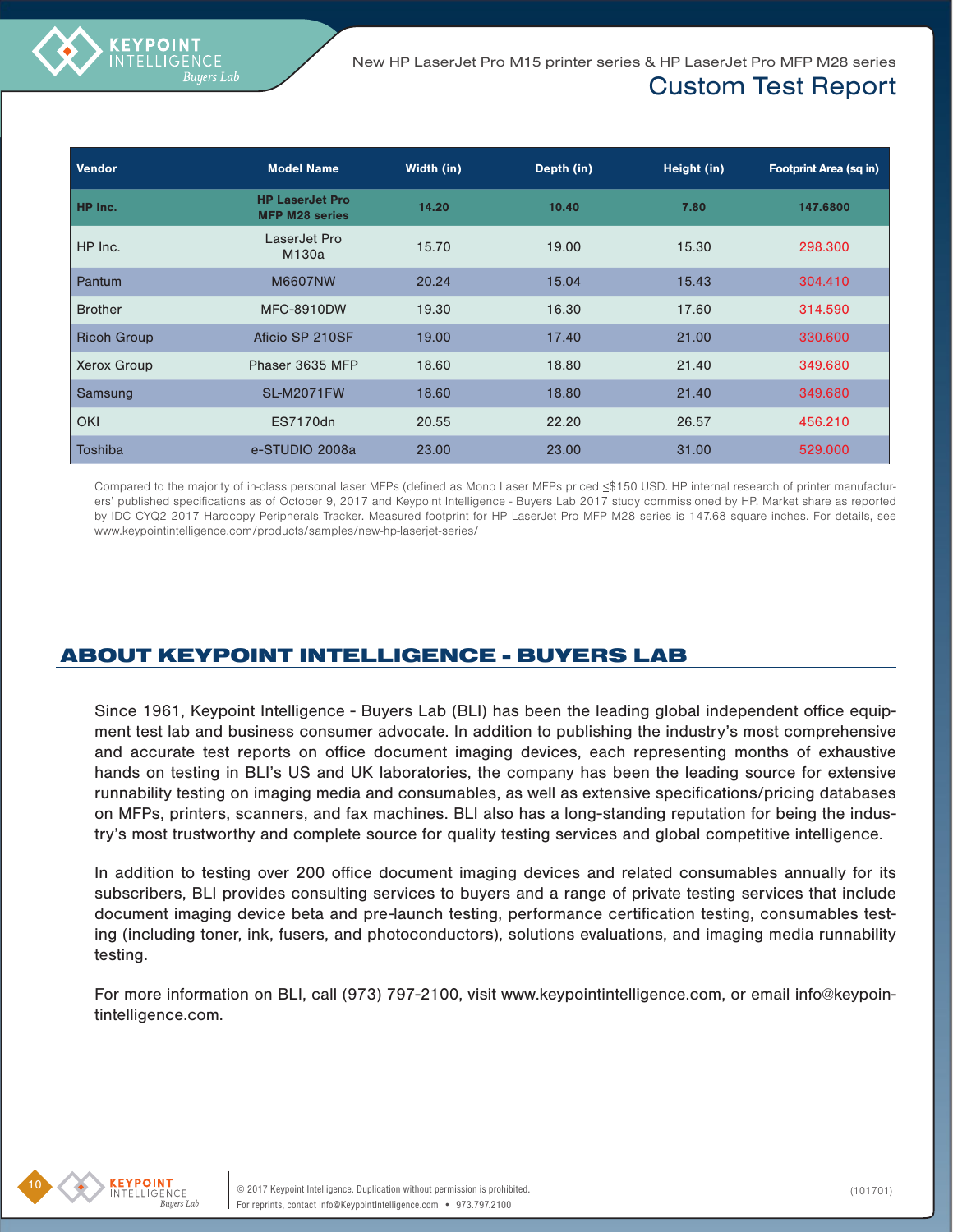| Vendor | Model Name | Width (in) | Depth (in) | Height (in) | Footprint Area (sq in) |
|---|---|---|---|---|---|
| **HP Inc.** | **HP LaserJet Pro MFP M28 series** | **14.20** | **10.40** | **7.80** | **147.6800** |
| HP Inc. | LaserJet Pro M130a | 15.70 | 19.00 | 15.30 | 298.300 |
| Pantum | M6607NW | 20.24 | 15.04 | 15.43 | 304.410 |
| Brother | MFC-8910DW | 19.30 | 16.30 | 17.60 | 314.590 |
| Ricoh Group | Aficio SP 210SF | 19.00 | 17.40 | 21.00 | 330.600 |
| Xerox Group | Phaser 3635 MFP | 18.60 | 18.80 | 21.40 | 349.680 |
| Samsung | SL-M2071FW | 18.60 | 18.80 | 21.40 | 349.680 |
| OKI | ES7170dn | 20.55 | 22.20 | 26.57 | 456.210 |
| Toshiba | e-STUDIO 2008a | 23.00 | 23.00 | 31.00 | 529.000 |

Compared to the majority of in-class personal laser MFPs (defined as Mono Laser MFPs priced ≤$150 USD. HP internal research of printer manufacturers' published specifications as of October 9, 2017 and Keypoint Intelligence - Buyers Lab 2017 study commissioned by HP. Market share as reported by IDC CYQ2 2017 Hardcopy Peripherals Tracker. Measured footprint for HP LaserJet Pro MFP M28 series is 147.68 square inches. For details, see www.keypointintelligence.com/products/samples/new-hp-laserjet-series/

## ABOUT KEYPOINT INTELLIGENCE - BUYERS LAB

Since 1961, Keypoint Intelligence - Buyers Lab (BLI) has been the leading global independent office equipment test lab and business consumer advocate. In addition to publishing the industry's most comprehensive and accurate test reports on office document imaging devices, each representing months of exhaustive hands on testing in BLI's US and UK laboratories, the company has been the leading source for extensive runnability testing on imaging media and consumables, as well as extensive specifications/pricing databases on MFPs, printers, scanners, and fax machines. BLI also has a long-standing reputation for being the industry's most trustworthy and complete source for quality testing services and global competitive intelligence.

In addition to testing over 200 office document imaging devices and related consumables annually for its subscribers, BLI provides consulting services to buyers and a range of private testing services that include document imaging device beta and pre-launch testing, performance certification testing, consumables testing (including toner, ink, fusers, and photoconductors), solutions evaluations, and imaging media runnability testing.

For more information on BLI, call (973) 797-2100, visit www.keypointintelligence.com, or email info@keypointintelligence.com.

© 2017 Keypoint Intelligence. Duplication without permission is prohibited.
For reprints, contact info@KeypointIntelligence.com • 973.797.2100

(101701)